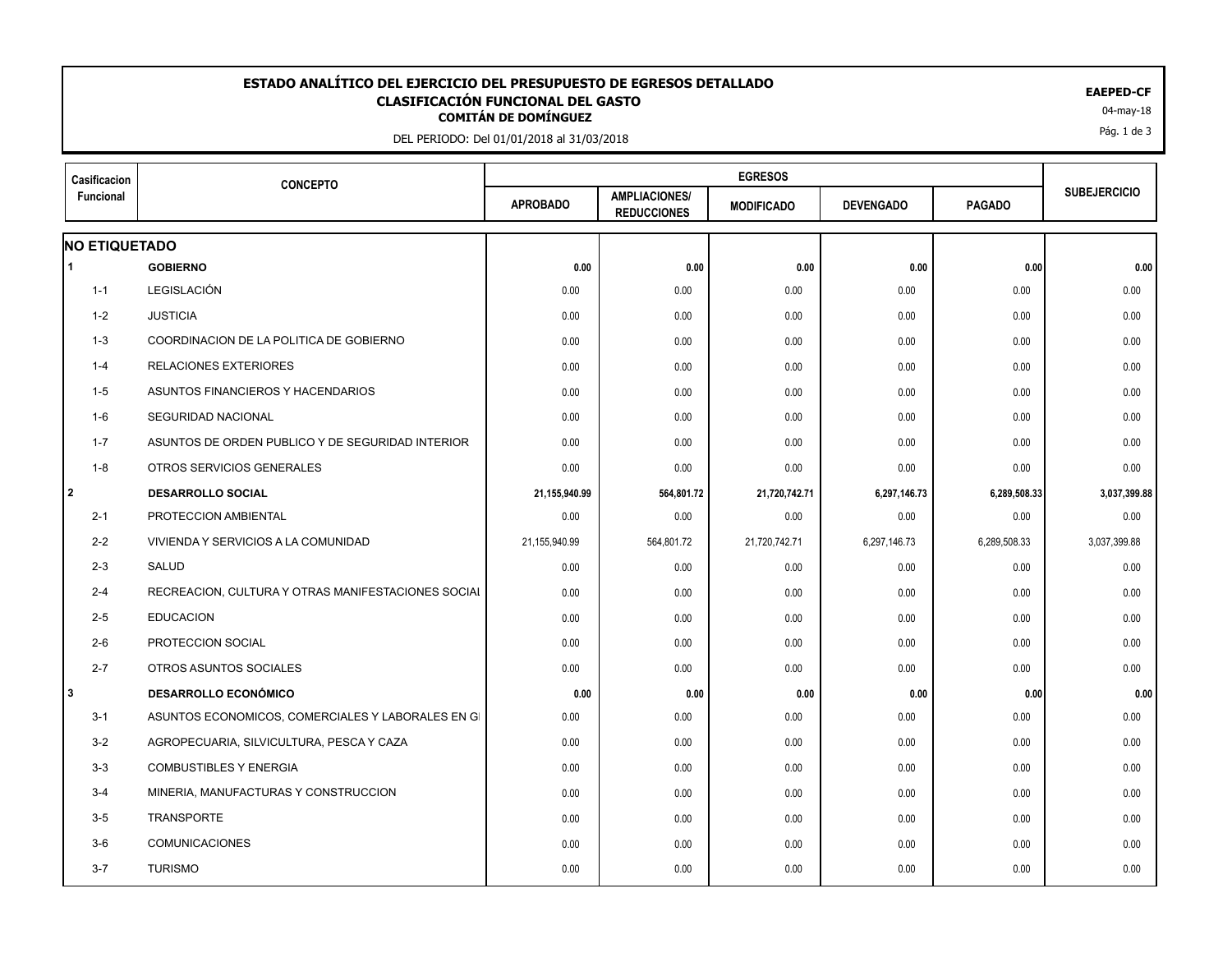# ESTADO ANALÍTICO DEL EJERCICIO DEL PRESUPUESTO DE EGRESOS DETALLADO

## CLASIFICACIÓN FUNCIONAL DEL GASTO

### COMITÁN DE DOMÍNGUEZ

DEL PERIODO: Del 01/01/2018 al 31/03/2018

**EAEPED-CF**

04-may-18

| Casificacion Funcional | CONCEPTO | EGRESOS | | | | | SUBEJERCICIO |
|---|---|---|---|---|---|---|---|
| | | APROBADO | AMPLIACIONES/ REDUCCIONES | MODIFICADO | DEVENGADO | PAGADO | |
| **NO ETIQUETADO** | | | | | | | |
| **1** | **GOBIERNO** | **0.00** | **0.00** | **0.00** | **0.00** | **0.00** | **0.00** |
| 1-1 | LEGISLACIÓN | 0.00 | 0.00 | 0.00 | 0.00 | 0.00 | 0.00 |
| 1-2 | JUSTICIA | 0.00 | 0.00 | 0.00 | 0.00 | 0.00 | 0.00 |
| 1-3 | COORDINACION DE LA POLITICA DE GOBIERNO | 0.00 | 0.00 | 0.00 | 0.00 | 0.00 | 0.00 |
| 1-4 | RELACIONES EXTERIORES | 0.00 | 0.00 | 0.00 | 0.00 | 0.00 | 0.00 |
| 1-5 | ASUNTOS FINANCIEROS Y HACENDARIOS | 0.00 | 0.00 | 0.00 | 0.00 | 0.00 | 0.00 |
| 1-6 | SEGURIDAD NACIONAL | 0.00 | 0.00 | 0.00 | 0.00 | 0.00 | 0.00 |
| 1-7 | ASUNTOS DE ORDEN PUBLICO Y DE SEGURIDAD INTERIOR | 0.00 | 0.00 | 0.00 | 0.00 | 0.00 | 0.00 |
| 1-8 | OTROS SERVICIOS GENERALES | 0.00 | 0.00 | 0.00 | 0.00 | 0.00 | 0.00 |
| **2** | **DESARROLLO SOCIAL** | **21,155,940.99** | **564,801.72** | **21,720,742.71** | **6,297,146.73** | **6,289,508.33** | **3,037,399.88** |
| 2-1 | PROTECCION AMBIENTAL | 0.00 | 0.00 | 0.00 | 0.00 | 0.00 | 0.00 |
| 2-2 | VIVIENDA Y SERVICIOS A LA COMUNIDAD | 21,155,940.99 | 564,801.72 | 21,720,742.71 | 6,297,146.73 | 6,289,508.33 | 3,037,399.88 |
| 2-3 | SALUD | 0.00 | 0.00 | 0.00 | 0.00 | 0.00 | 0.00 |
| 2-4 | RECREACION, CULTURA Y OTRAS MANIFESTACIONES SOCIAL | 0.00 | 0.00 | 0.00 | 0.00 | 0.00 | 0.00 |
| 2-5 | EDUCACION | 0.00 | 0.00 | 0.00 | 0.00 | 0.00 | 0.00 |
| 2-6 | PROTECCION SOCIAL | 0.00 | 0.00 | 0.00 | 0.00 | 0.00 | 0.00 |
| 2-7 | OTROS ASUNTOS SOCIALES | 0.00 | 0.00 | 0.00 | 0.00 | 0.00 | 0.00 |
| **3** | **DESARROLLO ECONÓMICO** | **0.00** | **0.00** | **0.00** | **0.00** | **0.00** | **0.00** |
| 3-1 | ASUNTOS ECONOMICOS, COMERCIALES Y LABORALES EN GI | 0.00 | 0.00 | 0.00 | 0.00 | 0.00 | 0.00 |
| 3-2 | AGROPECUARIA, SILVICULTURA, PESCA Y CAZA | 0.00 | 0.00 | 0.00 | 0.00 | 0.00 | 0.00 |
| 3-3 | COMBUSTIBLES Y ENERGIA | 0.00 | 0.00 | 0.00 | 0.00 | 0.00 | 0.00 |
| 3-4 | MINERIA, MANUFACTURAS Y CONSTRUCCION | 0.00 | 0.00 | 0.00 | 0.00 | 0.00 | 0.00 |
| 3-5 | TRANSPORTE | 0.00 | 0.00 | 0.00 | 0.00 | 0.00 | 0.00 |
| 3-6 | COMUNICACIONES | 0.00 | 0.00 | 0.00 | 0.00 | 0.00 | 0.00 |
| 3-7 | TURISMO | 0.00 | 0.00 | 0.00 | 0.00 | 0.00 | 0.00 |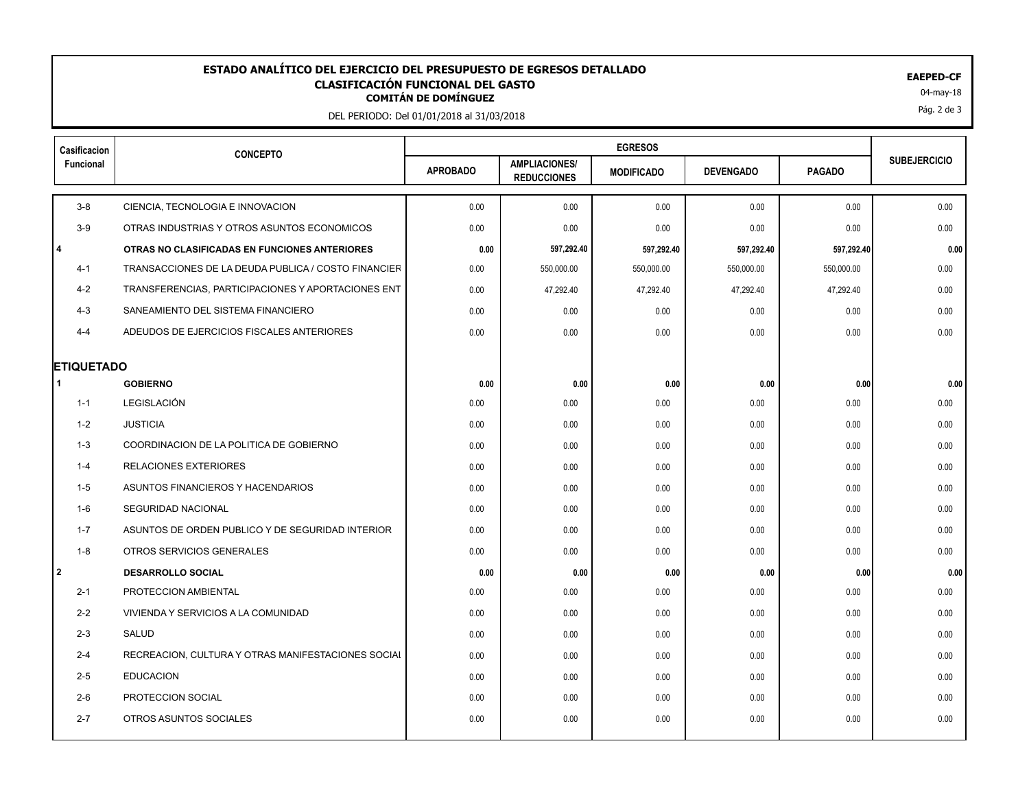# ESTADO ANALÍTICO DEL EJERCICIO DEL PRESUPUESTO DE EGRESOS DETALLADO

## CLASIFICACIÓN FUNCIONAL DEL GASTO

**COMITÁN DE DOMÍNGUEZ**

DEL PERIODO: Del 01/01/2018 al 31/03/2018

**EAPED-CF**

04-may-18

| Casificacion Funcional | CONCEPTO | EGRESOS | | | | | SUBEJERCICIO |
|---|---|---|---|---|---|---|---|
| | | APROBADO | AMPLIACIONES/ REDUCCIONES | MODIFICADO | DEVENGADO | PAGADO | |
| 3-8 | CIENCIA, TECNOLOGIA E INNOVACION | 0.00 | 0.00 | 0.00 | 0.00 | 0.00 | 0.00 |
| 3-9 | OTRAS INDUSTRIAS Y OTROS ASUNTOS ECONOMICOS | 0.00 | 0.00 | 0.00 | 0.00 | 0.00 | 0.00 |
| **4** | **OTRAS NO CLASIFICADAS EN FUNCIONES ANTERIORES** | **0.00** | **597,292.40** | **597,292.40** | **597,292.40** | **597,292.40** | **0.00** |
| 4-1 | TRANSACCIONES DE LA DEUDA PUBLICA / COSTO FINANCIER | 0.00 | 550,000.00 | 550,000.00 | 550,000.00 | 550,000.00 | 0.00 |
| 4-2 | TRANSFERENCIAS, PARTICIPACIONES Y APORTACIONES ENT | 0.00 | 47,292.40 | 47,292.40 | 47,292.40 | 47,292.40 | 0.00 |
| 4-3 | SANEAMIENTO DEL SISTEMA FINANCIERO | 0.00 | 0.00 | 0.00 | 0.00 | 0.00 | 0.00 |
| 4-4 | ADEUDOS DE EJERCICIOS FISCALES ANTERIORES | 0.00 | 0.00 | 0.00 | 0.00 | 0.00 | 0.00 |
| **ETIQUETADO** | | | | | | | |
| **1** | **GOBIERNO** | **0.00** | **0.00** | **0.00** | **0.00** | **0.00** | **0.00** |
| 1-1 | LEGISLACIÓN | 0.00 | 0.00 | 0.00 | 0.00 | 0.00 | 0.00 |
| 1-2 | JUSTICIA | 0.00 | 0.00 | 0.00 | 0.00 | 0.00 | 0.00 |
| 1-3 | COORDINACION DE LA POLITICA DE GOBIERNO | 0.00 | 0.00 | 0.00 | 0.00 | 0.00 | 0.00 |
| 1-4 | RELACIONES EXTERIORES | 0.00 | 0.00 | 0.00 | 0.00 | 0.00 | 0.00 |
| 1-5 | ASUNTOS FINANCIEROS Y HACENDARIOS | 0.00 | 0.00 | 0.00 | 0.00 | 0.00 | 0.00 |
| 1-6 | SEGURIDAD NACIONAL | 0.00 | 0.00 | 0.00 | 0.00 | 0.00 | 0.00 |
| 1-7 | ASUNTOS DE ORDEN PUBLICO Y DE SEGURIDAD INTERIOR | 0.00 | 0.00 | 0.00 | 0.00 | 0.00 | 0.00 |
| 1-8 | OTROS SERVICIOS GENERALES | 0.00 | 0.00 | 0.00 | 0.00 | 0.00 | 0.00 |
| **2** | **DESARROLLO SOCIAL** | **0.00** | **0.00** | **0.00** | **0.00** | **0.00** | **0.00** |
| 2-1 | PROTECCION AMBIENTAL | 0.00 | 0.00 | 0.00 | 0.00 | 0.00 | 0.00 |
| 2-2 | VIVIENDA Y SERVICIOS A LA COMUNIDAD | 0.00 | 0.00 | 0.00 | 0.00 | 0.00 | 0.00 |
| 2-3 | SALUD | 0.00 | 0.00 | 0.00 | 0.00 | 0.00 | 0.00 |
| 2-4 | RECREACION, CULTURA Y OTRAS MANIFESTACIONES SOCIAL | 0.00 | 0.00 | 0.00 | 0.00 | 0.00 | 0.00 |
| 2-5 | EDUCACION | 0.00 | 0.00 | 0.00 | 0.00 | 0.00 | 0.00 |
| 2-6 | PROTECCION SOCIAL | 0.00 | 0.00 | 0.00 | 0.00 | 0.00 | 0.00 |
| 2-7 | OTROS ASUNTOS SOCIALES | 0.00 | 0.00 | 0.00 | 0.00 | 0.00 | 0.00 |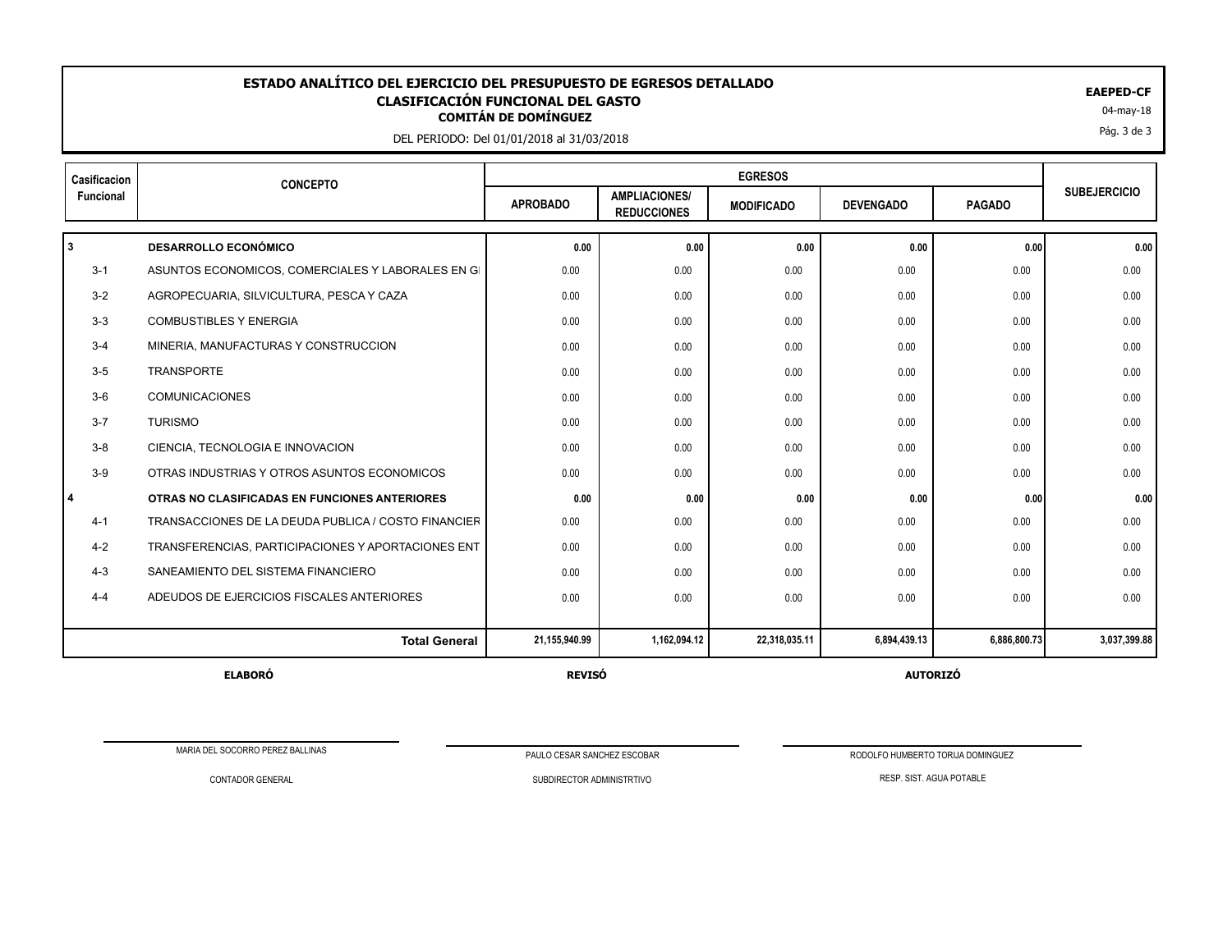# ESTADO ANALÍTICO DEL EJERCICIO DEL PRESUPUESTO DE EGRESOS DETALLADO
## CLASIFICACIÓN FUNCIONAL DEL GASTO
### COMITÁN DE DOMÍNGUEZ

DEL PERIODO: Del 01/01/2018 al 31/03/2018

**EAEPED-CF**

04-may-18

| Casificacion Funcional | CONCEPTO | EGRESOS | | | | | SUBEJERCICIO |
|---|---|---|---|---|---|---|---|
| | | APROBADO | AMPLIACIONES/ REDUCCIONES | MODIFICADO | DEVENGADO | PAGADO | |
| **3** | **DESARROLLO ECONÓMICO** | **0.00** | **0.00** | **0.00** | **0.00** | **0.00** | **0.00** |
| 3-1 | ASUNTOS ECONOMICOS, COMERCIALES Y LABORALES EN GI | 0.00 | 0.00 | 0.00 | 0.00 | 0.00 | 0.00 |
| 3-2 | AGROPECUARIA, SILVICULTURA, PESCA Y CAZA | 0.00 | 0.00 | 0.00 | 0.00 | 0.00 | 0.00 |
| 3-3 | COMBUSTIBLES Y ENERGIA | 0.00 | 0.00 | 0.00 | 0.00 | 0.00 | 0.00 |
| 3-4 | MINERIA, MANUFACTURAS Y CONSTRUCCION | 0.00 | 0.00 | 0.00 | 0.00 | 0.00 | 0.00 |
| 3-5 | TRANSPORTE | 0.00 | 0.00 | 0.00 | 0.00 | 0.00 | 0.00 |
| 3-6 | COMUNICACIONES | 0.00 | 0.00 | 0.00 | 0.00 | 0.00 | 0.00 |
| 3-7 | TURISMO | 0.00 | 0.00 | 0.00 | 0.00 | 0.00 | 0.00 |
| 3-8 | CIENCIA, TECNOLOGIA E INNOVACION | 0.00 | 0.00 | 0.00 | 0.00 | 0.00 | 0.00 |
| 3-9 | OTRAS INDUSTRIAS Y OTROS ASUNTOS ECONOMICOS | 0.00 | 0.00 | 0.00 | 0.00 | 0.00 | 0.00 |
| **4** | **OTRAS NO CLASIFICADAS EN FUNCIONES ANTERIORES** | **0.00** | **0.00** | **0.00** | **0.00** | **0.00** | **0.00** |
| 4-1 | TRANSACCIONES DE LA DEUDA PUBLICA / COSTO FINANCIER | 0.00 | 0.00 | 0.00 | 0.00 | 0.00 | 0.00 |
| 4-2 | TRANSFERENCIAS, PARTICIPACIONES Y APORTACIONES ENT | 0.00 | 0.00 | 0.00 | 0.00 | 0.00 | 0.00 |
| 4-3 | SANEAMIENTO DEL SISTEMA FINANCIERO | 0.00 | 0.00 | 0.00 | 0.00 | 0.00 | 0.00 |
| 4-4 | ADEUDOS DE EJERCICIOS FISCALES ANTERIORES | 0.00 | 0.00 | 0.00 | 0.00 | 0.00 | 0.00 |
| | **Total General** | **21,155,940.99** | **1,162,094.12** | **22,318,035.11** | **6,894,439.13** | **6,886,800.73** | **3,037,399.88** |

**ELABORÓ** — MARIA DEL SOCORRO PEREZ BALLINAS, CONTADOR GENERAL

**REVISÓ** — PAULO CESAR SANCHEZ ESCOBAR, SUBDIRECTOR ADMINISTRTIVO

**AUTORIZÓ** — RODOLFO HUMBERTO TORIJA DOMINGUEZ, RESP. SIST. AGUA POTABLE